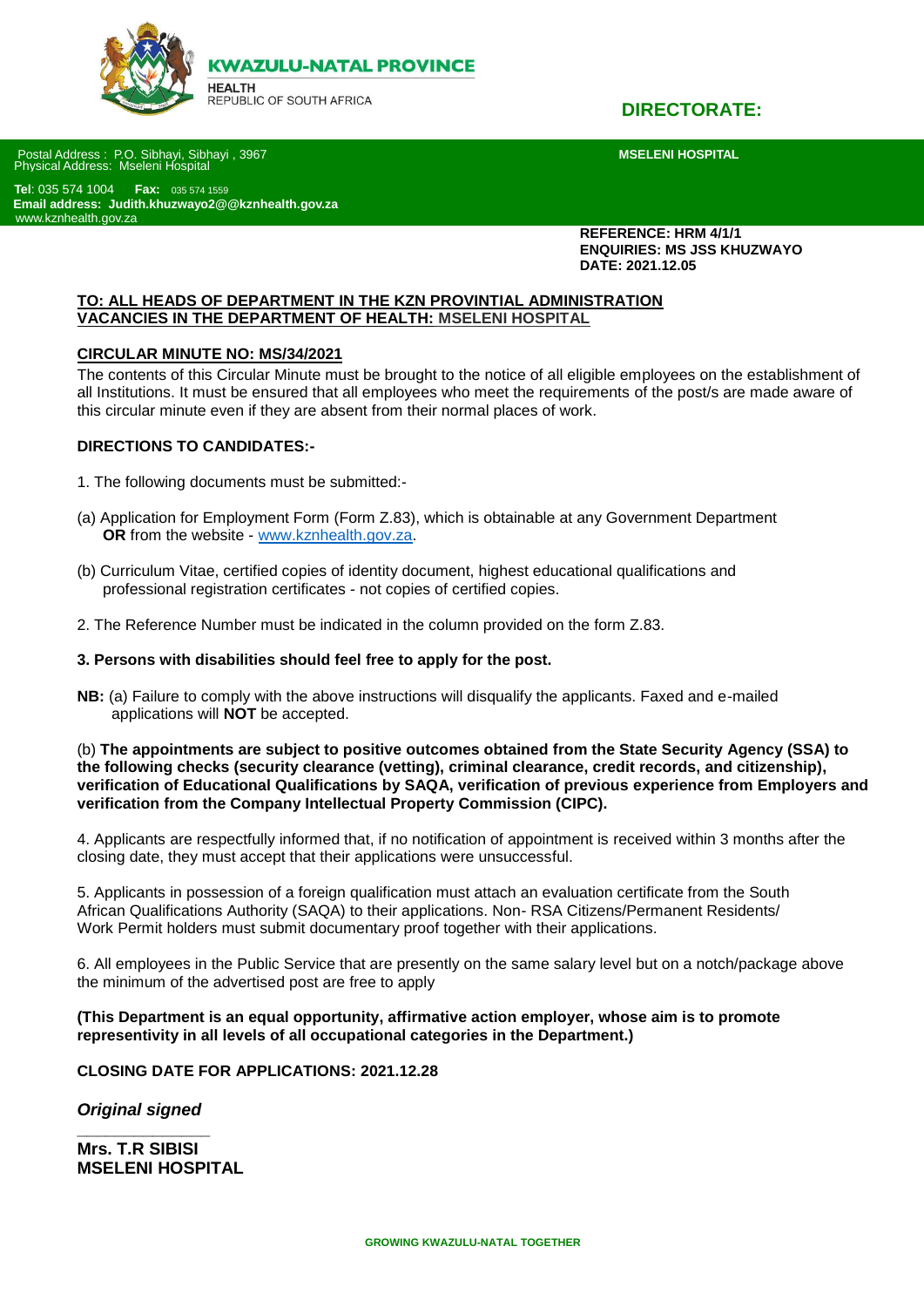**KWAZULU-NATAL PROVINCE**

HEALTH
REPUBLIC OF SOUTH AFRICA

**DIRECTORATE:**

Postal Address : P.O. Sibhayi, Sibhayi , 3967
Physical Address: Mseleni Hospital

**MSELENI HOSPITAL**

**Tel**: 035 574 1004 **Fax:** 035 574 1559
**Email address: Judith.khuzwayo2@@kznhealth.gov.za**
www.kznhealth.gov.za

**REFERENCE: HRM 4/1/1**
**ENQUIRIES: MS JSS KHUZWAYO**
**DATE: 2021.12.05**

**TO: ALL HEADS OF DEPARTMENT IN THE KZN PROVINTIAL ADMINISTRATION**
**VACANCIES IN THE DEPARTMENT OF HEALTH: MSELENI HOSPITAL**

**CIRCULAR MINUTE NO: MS/34/2021**

The contents of this Circular Minute must be brought to the notice of all eligible employees on the establishment of all Institutions. It must be ensured that all employees who meet the requirements of the post/s are made aware of this circular minute even if they are absent from their normal places of work.

**DIRECTIONS TO CANDIDATES:-**

1. The following documents must be submitted:-

(a) Application for Employment Form (Form Z.83), which is obtainable at any Government Department **OR** from the website - www.kznhealth.gov.za.

(b) Curriculum Vitae, certified copies of identity document, highest educational qualifications and professional registration certificates - not copies of certified copies.

2. The Reference Number must be indicated in the column provided on the form Z.83.

**3. Persons with disabilities should feel free to apply for the post.**

**NB:** (a) Failure to comply with the above instructions will disqualify the applicants. Faxed and e-mailed applications will **NOT** be accepted.

(b) **The appointments are subject to positive outcomes obtained from the State Security Agency (SSA) to the following checks (security clearance (vetting), criminal clearance, credit records, and citizenship), verification of Educational Qualifications by SAQA, verification of previous experience from Employers and verification from the Company Intellectual Property Commission (CIPC).**

4. Applicants are respectfully informed that, if no notification of appointment is received within 3 months after the closing date, they must accept that their applications were unsuccessful.

5. Applicants in possession of a foreign qualification must attach an evaluation certificate from the South African Qualifications Authority (SAQA) to their applications. Non- RSA Citizens/Permanent Residents/ Work Permit holders must submit documentary proof together with their applications.

6. All employees in the Public Service that are presently on the same salary level but on a notch/package above the minimum of the advertised post are free to apply

**(This Department is an equal opportunity, affirmative action employer, whose aim is to promote representivity in all levels of all occupational categories in the Department.)**

**CLOSING DATE FOR APPLICATIONS: 2021.12.28**

***Original signed***

**Mrs. T.R SIBISI**
**MSELENI HOSPITAL**

**GROWING KWAZULU-NATAL TOGETHER**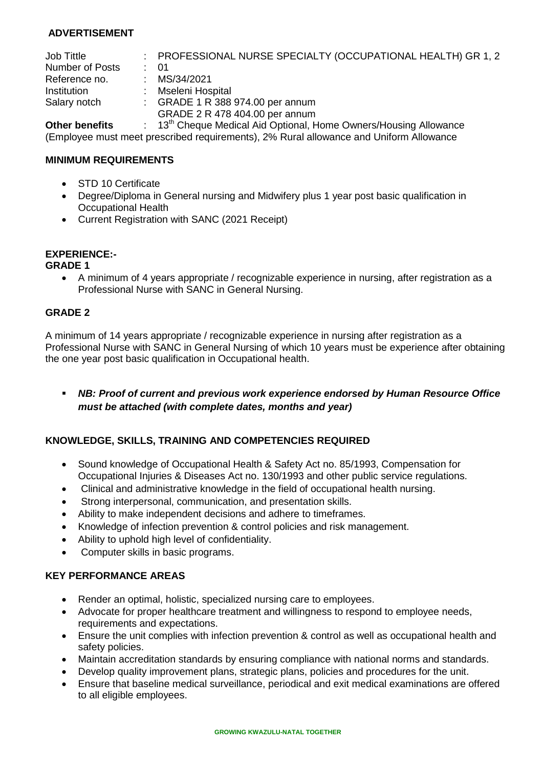## ADVERTISEMENT

| | | |
|---|---|---|
| Job Tittle | : | PROFESSIONAL NURSE SPECIALTY (OCCUPATIONAL HEALTH) GR 1, 2 |
| Number of Posts | : | 01 |
| Reference no. | : | MS/34/2021 |
| Institution | : | Mseleni Hospital |
| Salary notch | : | GRADE 1 R 388 974.00 per annum<br>GRADE 2 R 478 404.00 per annum |
| **Other benefits** | : | 13th Cheque Medical Aid Optional, Home Owners/Housing Allowance |

(Employee must meet prescribed requirements), 2% Rural allowance and Uniform Allowance

### MINIMUM REQUIREMENTS

- STD 10 Certificate
- Degree/Diploma in General nursing and Midwifery plus 1 year post basic qualification in Occupational Health
- Current Registration with SANC (2021 Receipt)

### EXPERIENCE:-

**GRADE 1**

- A minimum of 4 years appropriate / recognizable experience in nursing, after registration as a Professional Nurse with SANC in General Nursing.

**GRADE 2**

A minimum of 14 years appropriate / recognizable experience in nursing after registration as a Professional Nurse with SANC in General Nursing of which 10 years must be experience after obtaining the one year post basic qualification in Occupational health.

- ***NB: Proof of current and previous work experience endorsed by Human Resource Office must be attached (with complete dates, months and year)***

### KNOWLEDGE, SKILLS, TRAINING AND COMPETENCIES REQUIRED

- Sound knowledge of Occupational Health & Safety Act no. 85/1993, Compensation for Occupational Injuries & Diseases Act no. 130/1993 and other public service regulations.
- Clinical and administrative knowledge in the field of occupational health nursing.
- Strong interpersonal, communication, and presentation skills.
- Ability to make independent decisions and adhere to timeframes.
- Knowledge of infection prevention & control policies and risk management.
- Ability to uphold high level of confidentiality.
- Computer skills in basic programs.

### KEY PERFORMANCE AREAS

- Render an optimal, holistic, specialized nursing care to employees.
- Advocate for proper healthcare treatment and willingness to respond to employee needs, requirements and expectations.
- Ensure the unit complies with infection prevention & control as well as occupational health and safety policies.
- Maintain accreditation standards by ensuring compliance with national norms and standards.
- Develop quality improvement plans, strategic plans, policies and procedures for the unit.
- Ensure that baseline medical surveillance, periodical and exit medical examinations are offered to all eligible employees.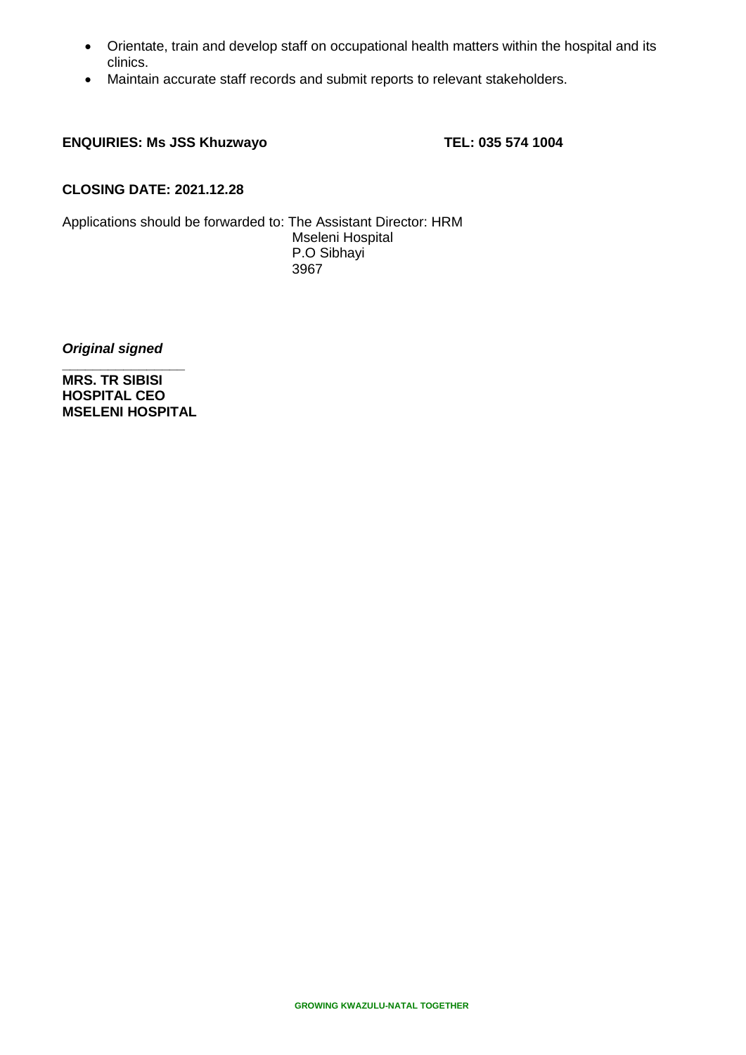- Orientate, train and develop staff on occupational health matters within the hospital and its clinics.
- Maintain accurate staff records and submit reports to relevant stakeholders.

**ENQUIRIES: Ms JSS Khuzwayo** **TEL: 035 574 1004**

**CLOSING DATE: 2021.12.28**

Applications should be forwarded to: The Assistant Director: HRM
Mseleni Hospital
P.O Sibhayi
3967

***Original signed***

**MRS. TR SIBISI**
**HOSPITAL CEO**
**MSELENI HOSPITAL**

**GROWING KWAZULU-NATAL TOGETHER**